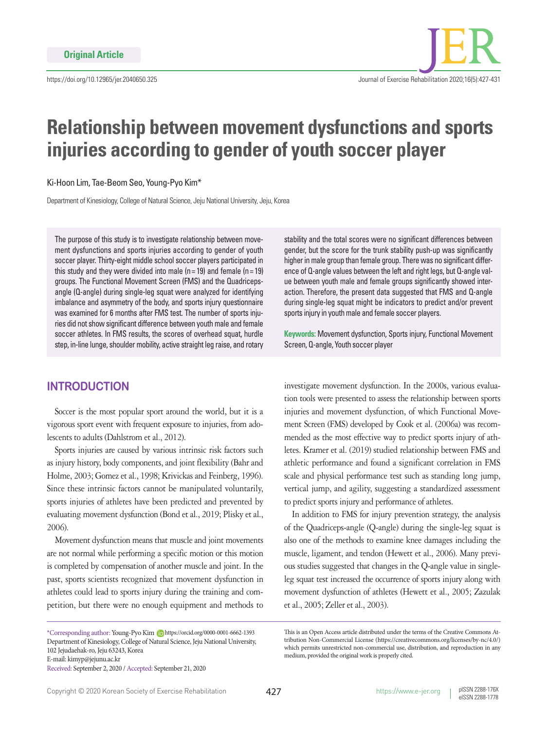Original Article

https://doi.org/10.12965/jer.2040650.325

# Relationship between movement dysfunctions and sports injuries according to gender of youth soccer player

Ki-Hoon Lim, Tae-Beom Seo, Young-Pyo Kim*

Department of Kinesiology, College of Natural Science, Jeju National University, Jeju, Korea

The purpose of this study is to investigate relationship between movement dysfunctions and sports injuries according to gender of youth soccer player. Thirty-eight middle school soccer players participated in this study and they were divided into male (n=19) and female (n=19) groups. The Functional Movement Screen (FMS) and the Quadriceps-angle (Q-angle) during single-leg squat were analyzed for identifying imbalance and asymmetry of the body, and sports injury questionnaire was examined for 6 months after FMS test. The number of sports injuries did not show significant difference between youth male and female soccer athletes. In FMS results, the scores of overhead squat, hurdle step, in-line lunge, shoulder mobility, active straight leg raise, and rotary stability and the total scores were no significant differences between gender, but the score for the trunk stability push-up was significantly higher in male group than female group. There was no significant difference of Q-angle values between the left and right legs, but Q-angle value between youth male and female groups significantly showed interaction. Therefore, the present data suggested that FMS and Q-angle during single-leg squat might be indicators to predict and/or prevent sports injury in youth male and female soccer players.

**Keywords:** Movement dysfunction, Sports injury, Functional Movement Screen, Q-angle, Youth soccer player

## INTRODUCTION

Soccer is the most popular sport around the world, but it is a vigorous sport event with frequent exposure to injuries, from adolescents to adults (Dahlstrom et al., 2012).

Sports injuries are caused by various intrinsic risk factors such as injury history, body components, and joint flexibility (Bahr and Holme, 2003; Gomez et al., 1998; Krivickas and Feinberg, 1996). Since these intrinsic factors cannot be manipulated voluntarily, sports injuries of athletes have been predicted and prevented by evaluating movement dysfunction (Bond et al., 2019; Plisky et al., 2006).

Movement dysfunction means that muscle and joint movements are not normal while performing a specific motion or this motion is completed by compensation of another muscle and joint. In the past, sports scientists recognized that movement dysfunction in athletes could lead to sports injury during the training and competition, but there were no enough equipment and methods to investigate movement dysfunction. In the 2000s, various evaluation tools were presented to assess the relationship between sports injuries and movement dysfunction, of which Functional Movement Screen (FMS) developed by Cook et al. (2006a) was recommended as the most effective way to predict sports injury of athletes. Kramer et al. (2019) studied relationship between FMS and athletic performance and found a significant correlation in FMS scale and physical performance test such as standing long jump, vertical jump, and agility, suggesting a standardized assessment to predict sports injury and performance of athletes.

In addition to FMS for injury prevention strategy, the analysis of the Quadriceps-angle (Q-angle) during the single-leg squat is also one of the methods to examine knee damages including the muscle, ligament, and tendon (Hewett et al., 2006). Many previous studies suggested that changes in the Q-angle value in single-leg squat test increased the occurrence of sports injury along with movement dysfunction of athletes (Hewett et al., 2005; Zazulak et al., 2005; Zeller et al., 2003).

*Corresponding author: Young-Pyo Kim https://orcid.org/0000-0001-6662-1393
Department of Kinesiology, College of Natural Science, Jeju National University, 102 Jejudaehak-ro, Jeju 63243, Korea
E-mail: kimyp@jejunu.ac.kr
Received: September 2, 2020 / Accepted: September 21, 2020

This is an Open Access article distributed under the terms of the Creative Commons Attribution Non-Commercial License (https://creativecommons.org/licenses/by-nc/4.0/) which permits unrestricted non-commercial use, distribution, and reproduction in any medium, provided the original work is properly cited.

Copyright © 2020 Korean Society of Exercise Rehabilitation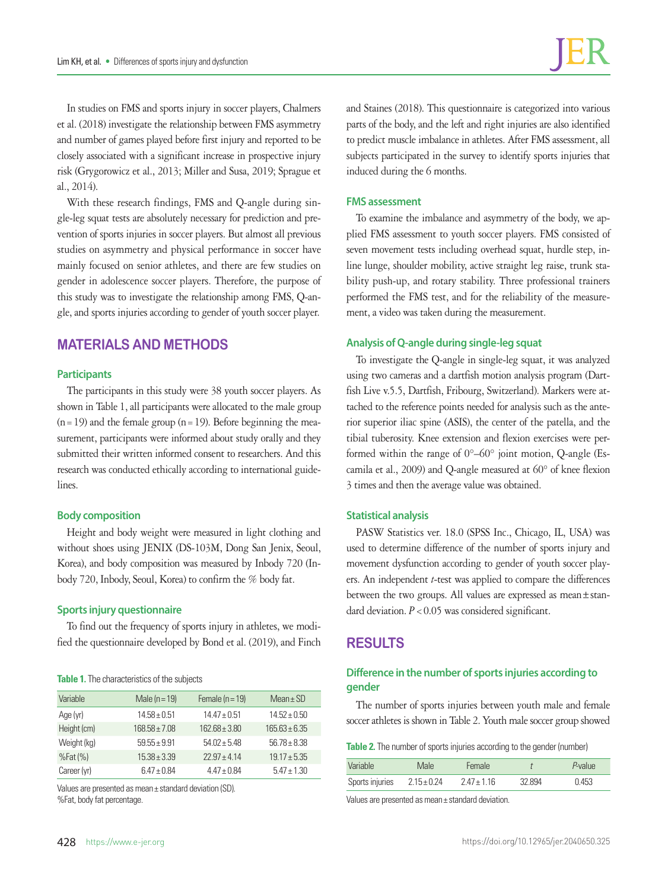In studies on FMS and sports injury in soccer players, Chalmers et al. (2018) investigate the relationship between FMS asymmetry and number of games played before first injury and reported to be closely associated with a significant increase in prospective injury risk (Grygorowicz et al., 2013; Miller and Susa, 2019; Sprague et al., 2014).

With these research findings, FMS and Q-angle during single-leg squat tests are absolutely necessary for prediction and prevention of sports injuries in soccer players. But almost all previous studies on asymmetry and physical performance in soccer have mainly focused on senior athletes, and there are few studies on gender in adolescence soccer players. Therefore, the purpose of this study was to investigate the relationship among FMS, Q-angle, and sports injuries according to gender of youth soccer player.

## MATERIALS AND METHODS

### Participants

The participants in this study were 38 youth soccer players. As shown in Table 1, all participants were allocated to the male group (n = 19) and the female group (n = 19). Before beginning the measurement, participants were informed about study orally and they submitted their written informed consent to researchers. And this research was conducted ethically according to international guidelines.

### Body composition

Height and body weight were measured in light clothing and without shoes using JENIX (DS-103M, Dong San Jenix, Seoul, Korea), and body composition was measured by Inbody 720 (Inbody 720, Inbody, Seoul, Korea) to confirm the % body fat.

### Sports injury questionnaire

To find out the frequency of sports injury in athletes, we modified the questionnaire developed by Bond et al. (2019), and Finch and Staines (2018). This questionnaire is categorized into various parts of the body, and the left and right injuries are also identified to predict muscle imbalance in athletes. After FMS assessment, all subjects participated in the survey to identify sports injuries that induced during the 6 months.

**Table 1.** The characteristics of the subjects

| Variable | Male (n = 19) | Female (n = 19) | Mean ± SD |
|---|---|---|---|
| Age (yr) | 14.58 ± 0.51 | 14.47 ± 0.51 | 14.52 ± 0.50 |
| Height (cm) | 168.58 ± 7.08 | 162.68 ± 3.80 | 165.63 ± 6.35 |
| Weight (kg) | 59.55 ± 9.91 | 54.02 ± 5.48 | 56.78 ± 8.38 |
| %Fat (%) | 15.38 ± 3.39 | 22.97 ± 4.14 | 19.17 ± 5.35 |
| Career (yr) | 6.47 ± 0.84 | 4.47 ± 0.84 | 5.47 ± 1.30 |

Values are presented as mean ± standard deviation (SD).
%Fat, body fat percentage.

### FMS assessment

To examine the imbalance and asymmetry of the body, we applied FMS assessment to youth soccer players. FMS consisted of seven movement tests including overhead squat, hurdle step, in-line lunge, shoulder mobility, active straight leg raise, trunk stability push-up, and rotary stability. Three professional trainers performed the FMS test, and for the reliability of the measurement, a video was taken during the measurement.

### Analysis of Q-angle during single-leg squat

To investigate the Q-angle in single-leg squat, it was analyzed using two cameras and a dartfish motion analysis program (Dartfish Live v.5.5, Dartfish, Fribourg, Switzerland). Markers were attached to the reference points needed for analysis such as the anterior superior iliac spine (ASIS), the center of the patella, and the tibial tuberosity. Knee extension and flexion exercises were performed within the range of 0°–60° joint motion, Q-angle (Escamila et al., 2009) and Q-angle measured at 60° of knee flexion 3 times and then the average value was obtained.

### Statistical analysis

PASW Statistics ver. 18.0 (SPSS Inc., Chicago, IL, USA) was used to determine difference of the number of sports injury and movement dysfunction according to gender of youth soccer players. An independent *t*-test was applied to compare the differences between the two groups. All values are expressed as mean ± standard deviation. $P < 0.05$ was considered significant.

## RESULTS

### Difference in the number of sports injuries according to gender

The number of sports injuries between youth male and female soccer athletes is shown in Table 2. Youth male soccer group showed

**Table 2.** The number of sports injuries according to the gender (number)

| Variable | Male | Female | *t* | *P*-value |
|---|---|---|---|---|
| Sports injuries | 2.15 ± 0.24 | 2.47 ± 1.16 | 32.894 | 0.453 |

Values are presented as mean ± standard deviation.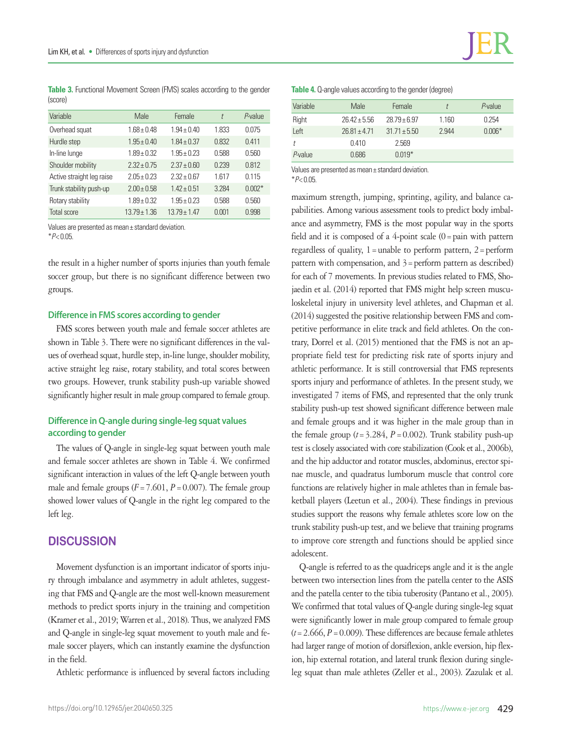**Table 3.** Functional Movement Screen (FMS) scales according to the gender (score)

| Variable | Male | Female | *t* | *P*-value |
|---|---|---|---|---|
| Overhead squat | 1.68±0.48 | 1.94±0.40 | 1.833 | 0.075 |
| Hurdle step | 1.95±0.40 | 1.84±0.37 | 0.832 | 0.411 |
| In-line lunge | 1.89±0.32 | 1.95±0.23 | 0.588 | 0.560 |
| Shoulder mobility | 2.32±0.75 | 2.37±0.60 | 0.239 | 0.812 |
| Active straight leg raise | 2.05±0.23 | 2.32±0.67 | 1.617 | 0.115 |
| Trunk stability push-up | 2.00±0.58 | 1.42±0.51 | 3.284 | 0.002* |
| Rotary stability | 1.89±0.32 | 1.95±0.23 | 0.588 | 0.560 |
| Total score | 13.79±1.36 | 13.79±1.47 | 0.001 | 0.998 |

Values are presented as mean±standard deviation.
*$P<0.05$.

the result in a higher number of sports injuries than youth female soccer group, but there is no significant difference between two groups.

### Difference in FMS scores according to gender

FMS scores between youth male and female soccer athletes are shown in Table 3. There were no significant differences in the values of overhead squat, hurdle step, in-line lunge, shoulder mobility, active straight leg raise, rotary stability, and total scores between two groups. However, trunk stability push-up variable showed significantly higher result in male group compared to female group.

### Difference in Q-angle during single-leg squat values according to gender

The values of Q-angle in single-leg squat between youth male and female soccer athletes are shown in Table 4. We confirmed significant interaction in values of the left Q-angle between youth male and female groups ($F=7.601$, $P=0.007$). The female group showed lower values of Q-angle in the right leg compared to the left leg.

## DISCUSSION

Movement dysfunction is an important indicator of sports injury through imbalance and asymmetry in adult athletes, suggesting that FMS and Q-angle are the most well-known measurement methods to predict sports injury in the training and competition (Kramer et al., 2019; Warren et al., 2018). Thus, we analyzed FMS and Q-angle in single-leg squat movement to youth male and female soccer players, which can instantly examine the dysfunction in the field.

Athletic performance is influenced by several factors including

**Table 4.** Q-angle values according to the gender (degree)

| Variable | Male | Female | *t* | *P*-value |
|---|---|---|---|---|
| Right | 26.42±5.56 | 28.79±6.97 | 1.160 | 0.254 |
| Left | 26.81±4.71 | 31.71±5.50 | 2.944 | 0.006* |
| *t* | 0.410 | 2.569 | | |
| *P*-value | 0.686 | 0.019* | | |

Values are presented as mean±standard deviation.
*$P<0.05$.

maximum strength, jumping, sprinting, agility, and balance capabilities. Among various assessment tools to predict body imbalance and asymmetry, FMS is the most popular way in the sports field and it is composed of a 4-point scale (0=pain with pattern regardless of quality, 1=unable to perform pattern, 2=perform pattern with compensation, and 3=perform pattern as described) for each of 7 movements. In previous studies related to FMS, Shojaedin et al. (2014) reported that FMS might help screen musculoskeletal injury in university level athletes, and Chapman et al. (2014) suggested the positive relationship between FMS and competitive performance in elite track and field athletes. On the contrary, Dorrel et al. (2015) mentioned that the FMS is not an appropriate field test for predicting risk rate of sports injury and athletic performance. It is still controversial that FMS represents sports injury and performance of athletes. In the present study, we investigated 7 items of FMS, and represented that the only trunk stability push-up test showed significant difference between male and female groups and it was higher in the male group than in the female group ($t=3.284$, $P=0.002$). Trunk stability push-up test is closely associated with core stabilization (Cook et al., 2006b), and the hip adductor and rotator muscles, abdominus, erector spinae muscle, and quadratus lumborum muscle that control core functions are relatively higher in male athletes than in female basketball players (Leetun et al., 2004). These findings in previous studies support the reasons why female athletes score low on the trunk stability push-up test, and we believe that training programs to improve core strength and functions should be applied since adolescent.

Q-angle is referred to as the quadriceps angle and it is the angle between two intersection lines from the patella center to the ASIS and the patella center to the tibia tuberosity (Pantano et al., 2005). We confirmed that total values of Q-angle during single-leg squat were significantly lower in male group compared to female group ($t=2.666$, $P=0.009$). These differences are because female athletes had larger range of motion of dorsiflexion, ankle eversion, hip flexion, hip external rotation, and lateral trunk flexion during single-leg squat than male athletes (Zeller et al., 2003). Zazulak et al.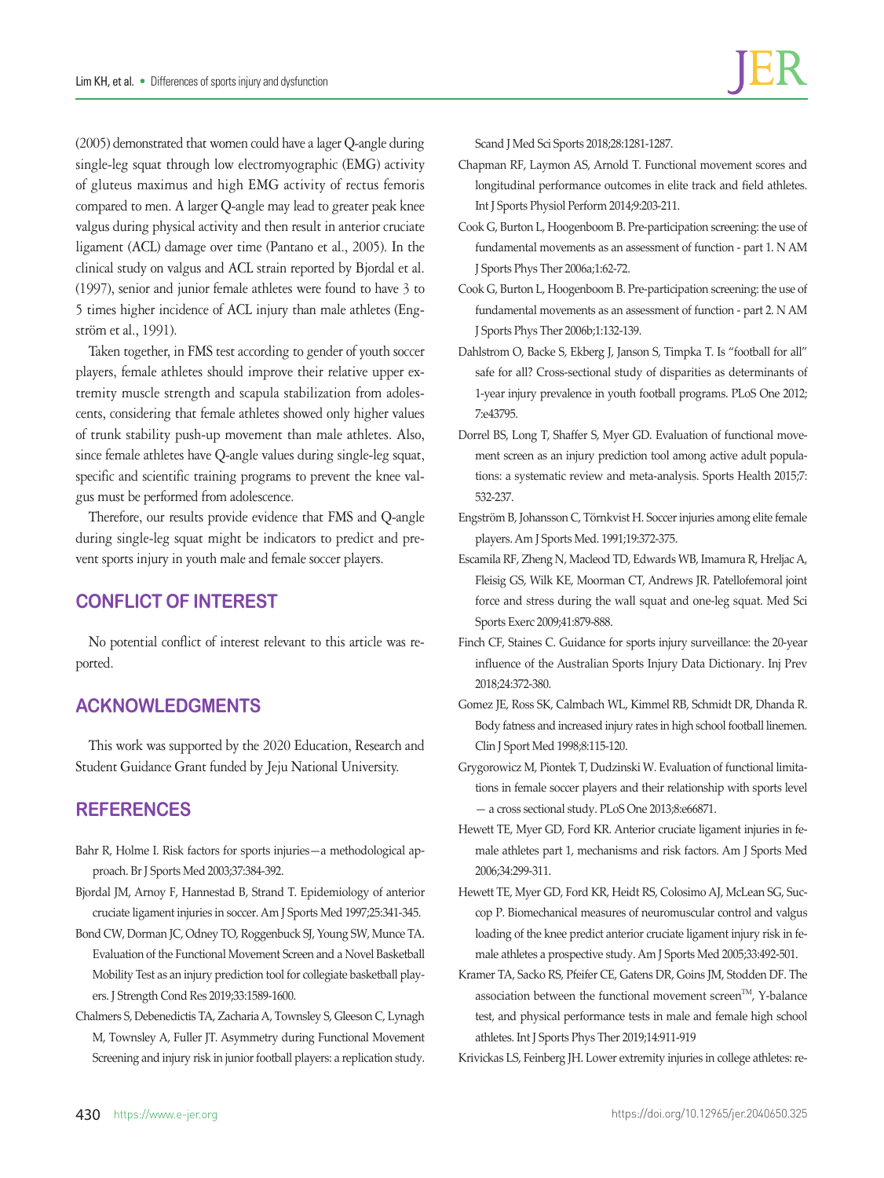(2005) demonstrated that women could have a lager Q-angle during single-leg squat through low electromyographic (EMG) activity of gluteus maximus and high EMG activity of rectus femoris compared to men. A larger Q-angle may lead to greater peak knee valgus during physical activity and then result in anterior cruciate ligament (ACL) damage over time (Pantano et al., 2005). In the clinical study on valgus and ACL strain reported by Bjordal et al. (1997), senior and junior female athletes were found to have 3 to 5 times higher incidence of ACL injury than male athletes (Engström et al., 1991).

Taken together, in FMS test according to gender of youth soccer players, female athletes should improve their relative upper extremity muscle strength and scapula stabilization from adolescents, considering that female athletes showed only higher values of trunk stability push-up movement than male athletes. Also, since female athletes have Q-angle values during single-leg squat, specific and scientific training programs to prevent the knee valgus must be performed from adolescence.

Therefore, our results provide evidence that FMS and Q-angle during single-leg squat might be indicators to predict and prevent sports injury in youth male and female soccer players.

## CONFLICT OF INTEREST

No potential conflict of interest relevant to this article was reported.

## ACKNOWLEDGMENTS

This work was supported by the 2020 Education, Research and Student Guidance Grant funded by Jeju National University.

## REFERENCES

Bahr R, Holme I. Risk factors for sports injuries—a methodological approach. Br J Sports Med 2003;37:384-392.

Bjordal JM, Arnoy F, Hannestad B, Strand T. Epidemiology of anterior cruciate ligament injuries in soccer. Am J Sports Med 1997;25:341-345.

Bond CW, Dorman JC, Odney TO, Roggenbuck SJ, Young SW, Munce TA. Evaluation of the Functional Movement Screen and a Novel Basketball Mobility Test as an injury prediction tool for collegiate basketball players. J Strength Cond Res 2019;33:1589-1600.

Chalmers S, Debenedictis TA, Zacharia A, Townsley S, Gleeson C, Lynagh M, Townsley A, Fuller JT. Asymmetry during Functional Movement Screening and injury risk in junior football players: a replication study. Scand J Med Sci Sports 2018;28:1281-1287.

Chapman RF, Laymon AS, Arnold T. Functional movement scores and longitudinal performance outcomes in elite track and field athletes. Int J Sports Physiol Perform 2014;9:203-211.

Cook G, Burton L, Hoogenboom B. Pre-participation screening: the use of fundamental movements as an assessment of function - part 1. N AM J Sports Phys Ther 2006a;1:62-72.

Cook G, Burton L, Hoogenboom B. Pre-participation screening: the use of fundamental movements as an assessment of function - part 2. N AM J Sports Phys Ther 2006b;1:132-139.

Dahlstrom O, Backe S, Ekberg J, Janson S, Timpka T. Is "football for all" safe for all? Cross-sectional study of disparities as determinants of 1-year injury prevalence in youth football programs. PLoS One 2012; 7:e43795.

Dorrel BS, Long T, Shaffer S, Myer GD. Evaluation of functional movement screen as an injury prediction tool among active adult populations: a systematic review and meta-analysis. Sports Health 2015;7: 532-237.

Engström B, Johansson C, Törnkvist H. Soccer injuries among elite female players. Am J Sports Med. 1991;19:372-375.

Escamila RF, Zheng N, Macleod TD, Edwards WB, Imamura R, Hreljac A, Fleisig GS, Wilk KE, Moorman CT, Andrews JR. Patellofemoral joint force and stress during the wall squat and one-leg squat. Med Sci Sports Exerc 2009;41:879-888.

Finch CF, Staines C. Guidance for sports injury surveillance: the 20-year influence of the Australian Sports Injury Data Dictionary. Inj Prev 2018;24:372-380.

Gomez JE, Ross SK, Calmbach WL, Kimmel RB, Schmidt DR, Dhanda R. Body fatness and increased injury rates in high school football linemen. Clin J Sport Med 1998;8:115-120.

Grygorowicz M, Piontek T, Dudzinski W. Evaluation of functional limitations in female soccer players and their relationship with sports level — a cross sectional study. PLoS One 2013;8:e66871.

Hewett TE, Myer GD, Ford KR. Anterior cruciate ligament injuries in female athletes part 1, mechanisms and risk factors. Am J Sports Med 2006;34:299-311.

Hewett TE, Myer GD, Ford KR, Heidt RS, Colosimo AJ, McLean SG, Succop P. Biomechanical measures of neuromuscular control and valgus loading of the knee predict anterior cruciate ligament injury risk in female athletes a prospective study. Am J Sports Med 2005;33:492-501.

Kramer TA, Sacko RS, Pfeifer CE, Gatens DR, Goins JM, Stodden DF. The association between the functional movement screen™, Y-balance test, and physical performance tests in male and female high school athletes. Int J Sports Phys Ther 2019;14:911-919

Krivickas LS, Feinberg JH. Lower extremity injuries in college athletes: re-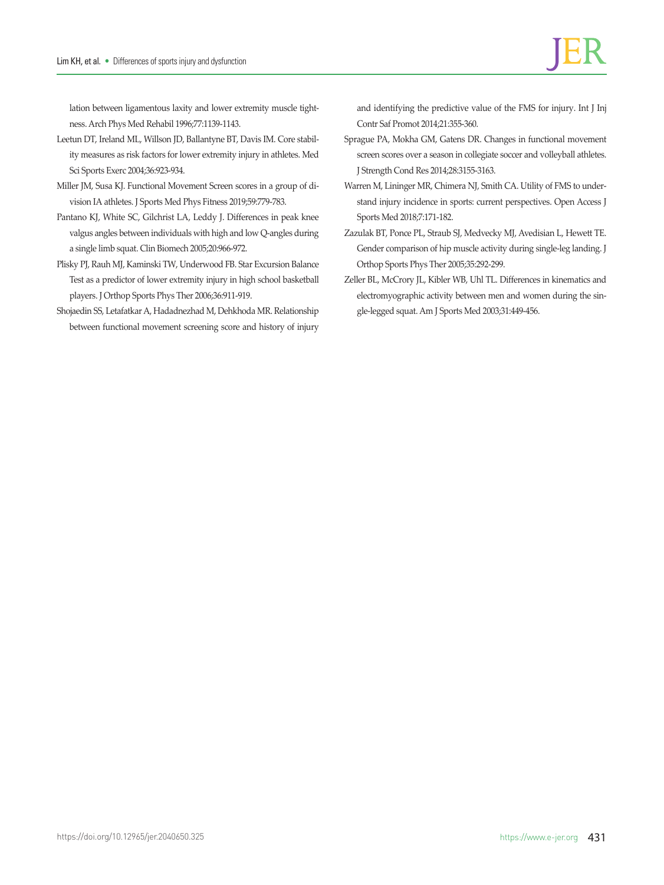lation between ligamentous laxity and lower extremity muscle tightness. Arch Phys Med Rehabil 1996;77:1139-1143.

Leetun DT, Ireland ML, Willson JD, Ballantyne BT, Davis IM. Core stability measures as risk factors for lower extremity injury in athletes. Med Sci Sports Exerc 2004;36:923-934.

Miller JM, Susa KJ. Functional Movement Screen scores in a group of division IA athletes. J Sports Med Phys Fitness 2019;59:779-783.

Pantano KJ, White SC, Gilchrist LA, Leddy J. Differences in peak knee valgus angles between individuals with high and low Q-angles during a single limb squat. Clin Biomech 2005;20:966-972.

Plisky PJ, Rauh MJ, Kaminski TW, Underwood FB. Star Excursion Balance Test as a predictor of lower extremity injury in high school basketball players. J Orthop Sports Phys Ther 2006;36:911-919.

Shojaedin SS, Letafatkar A, Hadadnezhad M, Dehkhoda MR. Relationship between functional movement screening score and history of injury and identifying the predictive value of the FMS for injury. Int J Inj Contr Saf Promot 2014;21:355-360.

Sprague PA, Mokha GM, Gatens DR. Changes in functional movement screen scores over a season in collegiate soccer and volleyball athletes. J Strength Cond Res 2014;28:3155-3163.

Warren M, Lininger MR, Chimera NJ, Smith CA. Utility of FMS to understand injury incidence in sports: current perspectives. Open Access J Sports Med 2018;7:171-182.

Zazulak BT, Ponce PL, Straub SJ, Medvecky MJ, Avedisian L, Hewett TE. Gender comparison of hip muscle activity during single-leg landing. J Orthop Sports Phys Ther 2005;35:292-299.

Zeller BL, McCrory JL, Kibler WB, Uhl TL. Differences in kinematics and electromyographic activity between men and women during the single-legged squat. Am J Sports Med 2003;31:449-456.